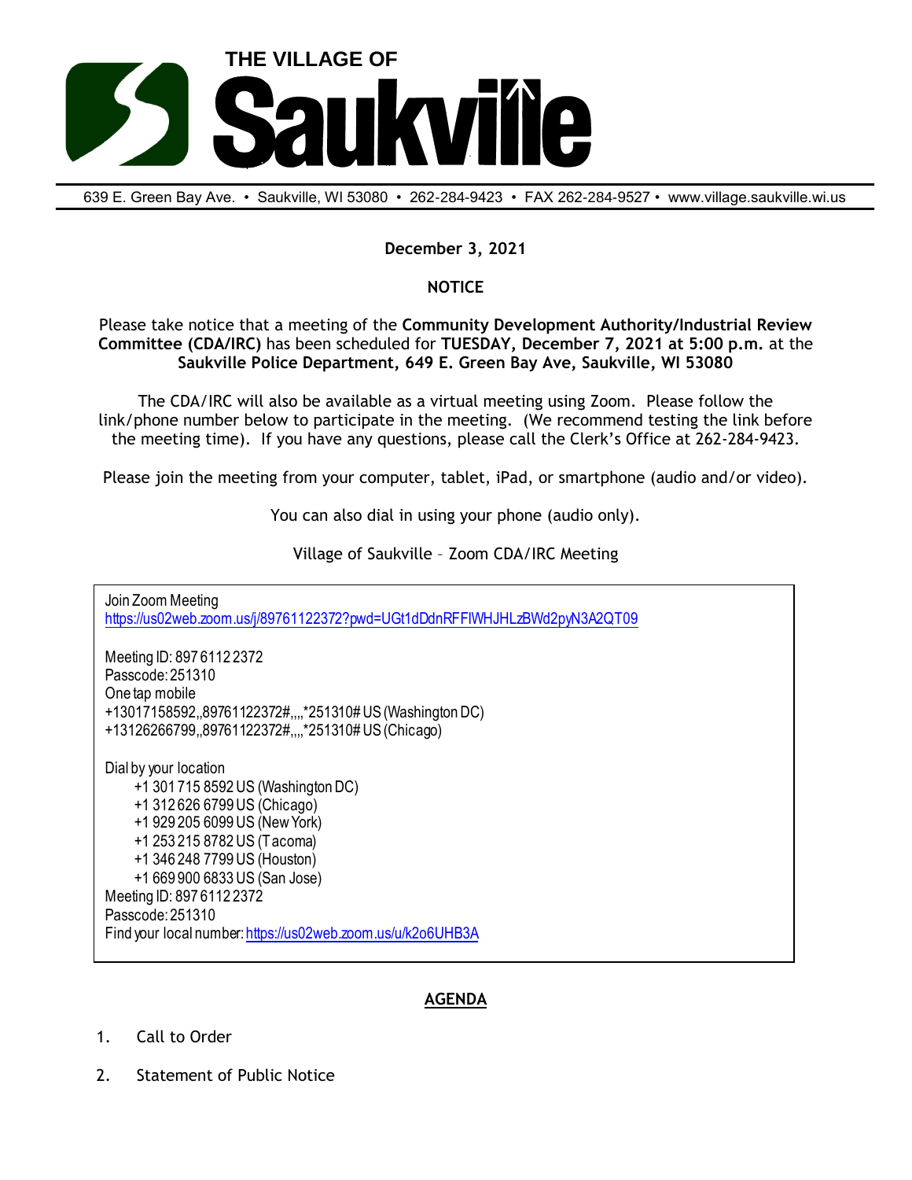# THE VILLAGE OF Saukville

639 E. Green Bay Ave. • Saukville, WI 53080 • 262-284-9423 • FAX 262-284-9527 • www.village.saukville.wi.us

**December 3, 2021**

**NOTICE**

Please take notice that a meeting of the **Community Development Authority/Industrial Review Committee (CDA/IRC)** has been scheduled for **TUESDAY, December 7, 2021 at 5:00 p.m.** at the **Saukville Police Department, 649 E. Green Bay Ave, Saukville, WI 53080**

The CDA/IRC will also be available as a virtual meeting using Zoom. Please follow the link/phone number below to participate in the meeting. (We recommend testing the link before the meeting time). If you have any questions, please call the Clerk's Office at 262-284-9423.

Please join the meeting from your computer, tablet, iPad, or smartphone (audio and/or video).

You can also dial in using your phone (audio only).

Village of Saukville – Zoom CDA/IRC Meeting

Join Zoom Meeting
https://us02web.zoom.us/j/89761122372?pwd=UGt1dDdnRFFlWHJHLzBWd2pyN3A2QT09

Meeting ID: 897 6112 2372
Passcode: 251310
One tap mobile
+13017158592,,89761122372#,,,,*251310# US (Washington DC)
+13126266799,,89761122372#,,,,*251310# US (Chicago)

Dial by your location
- +1 301 715 8592 US (Washington DC)
- +1 312 626 6799 US (Chicago)
- +1 929 205 6099 US (New York)
- +1 253 215 8782 US (Tacoma)
- +1 346 248 7799 US (Houston)
- +1 669 900 6833 US (San Jose)

Meeting ID: 897 6112 2372
Passcode: 251310
Find your local number: https://us02web.zoom.us/u/k2o6UHB3A

## AGENDA

1. Call to Order
2. Statement of Public Notice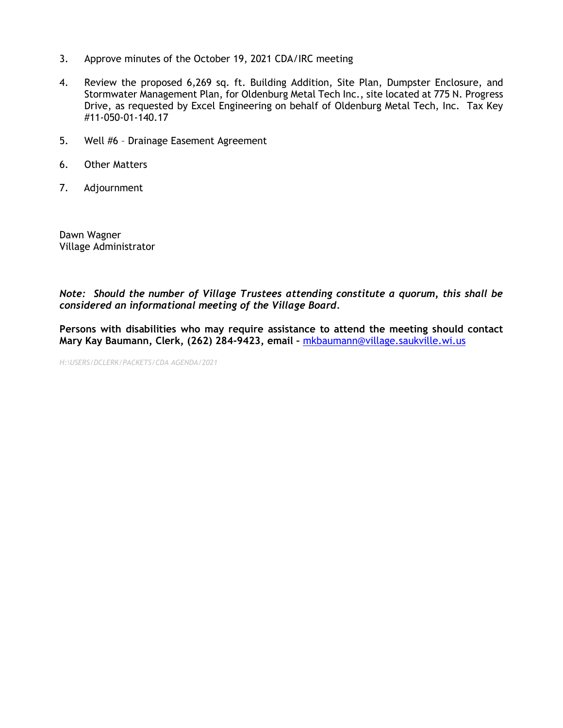3. Approve minutes of the October 19, 2021 CDA/IRC meeting

4. Review the proposed 6,269 sq. ft. Building Addition, Site Plan, Dumpster Enclosure, and Stormwater Management Plan, for Oldenburg Metal Tech Inc., site located at 775 N. Progress Drive, as requested by Excel Engineering on behalf of Oldenburg Metal Tech, Inc. Tax Key #11-050-01-140.17

5. Well #6 – Drainage Easement Agreement

6. Other Matters

7. Adjournment

Dawn Wagner
Village Administrator

***Note: Should the number of Village Trustees attending constitute a quorum, this shall be considered an informational meeting of the Village Board.***

**Persons with disabilities who may require assistance to attend the meeting should contact Mary Kay Baumann, Clerk, (262) 284-9423, email –** mkbaumann@village.saukville.wi.us

*H:\USERS/DCLERK/PACKETS/CDA AGENDA/2021*